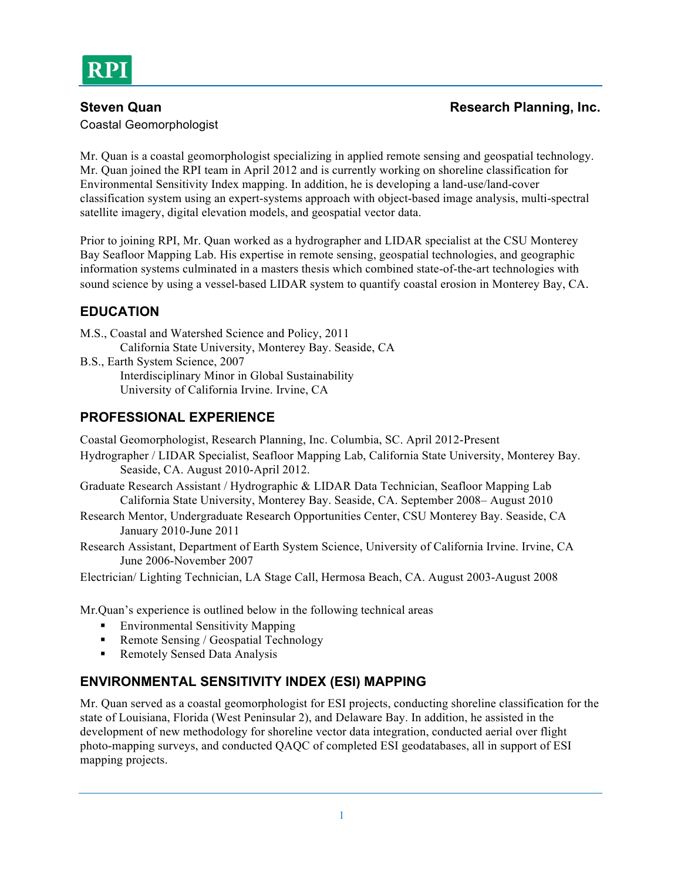RPI

**Steven Quan** **Research Planning, Inc.**

Coastal Geomorphologist

Mr. Quan is a coastal geomorphologist specializing in applied remote sensing and geospatial technology. Mr. Quan joined the RPI team in April 2012 and is currently working on shoreline classification for Environmental Sensitivity Index mapping. In addition, he is developing a land-use/land-cover classification system using an expert-systems approach with object-based image analysis, multi-spectral satellite imagery, digital elevation models, and geospatial vector data.

Prior to joining RPI, Mr. Quan worked as a hydrographer and LIDAR specialist at the CSU Monterey Bay Seafloor Mapping Lab. His expertise in remote sensing, geospatial technologies, and geographic information systems culminated in a masters thesis which combined state-of-the-art technologies with sound science by using a vessel-based LIDAR system to quantify coastal erosion in Monterey Bay, CA.

## EDUCATION

M.S., Coastal and Watershed Science and Policy, 2011
California State University, Monterey Bay. Seaside, CA

B.S., Earth System Science, 2007
Interdisciplinary Minor in Global Sustainability
University of California Irvine. Irvine, CA

## PROFESSIONAL EXPERIENCE

Coastal Geomorphologist, Research Planning, Inc. Columbia, SC. April 2012-Present

Hydrographer / LIDAR Specialist, Seafloor Mapping Lab, California State University, Monterey Bay. Seaside, CA. August 2010-April 2012.

Graduate Research Assistant / Hydrographic & LIDAR Data Technician, Seafloor Mapping Lab California State University, Monterey Bay. Seaside, CA. September 2008– August 2010

Research Mentor, Undergraduate Research Opportunities Center, CSU Monterey Bay. Seaside, CA January 2010-June 2011

Research Assistant, Department of Earth System Science, University of California Irvine. Irvine, CA June 2006-November 2007

Electrician/ Lighting Technician, LA Stage Call, Hermosa Beach, CA. August 2003-August 2008

Mr.Quan's experience is outlined below in the following technical areas

- Environmental Sensitivity Mapping
- Remote Sensing / Geospatial Technology
- Remotely Sensed Data Analysis

## ENVIRONMENTAL SENSITIVITY INDEX (ESI) MAPPING

Mr. Quan served as a coastal geomorphologist for ESI projects, conducting shoreline classification for the state of Louisiana, Florida (West Peninsular 2), and Delaware Bay. In addition, he assisted in the development of new methodology for shoreline vector data integration, conducted aerial over flight photo-mapping surveys, and conducted QAQC of completed ESI geodatabases, all in support of ESI mapping projects.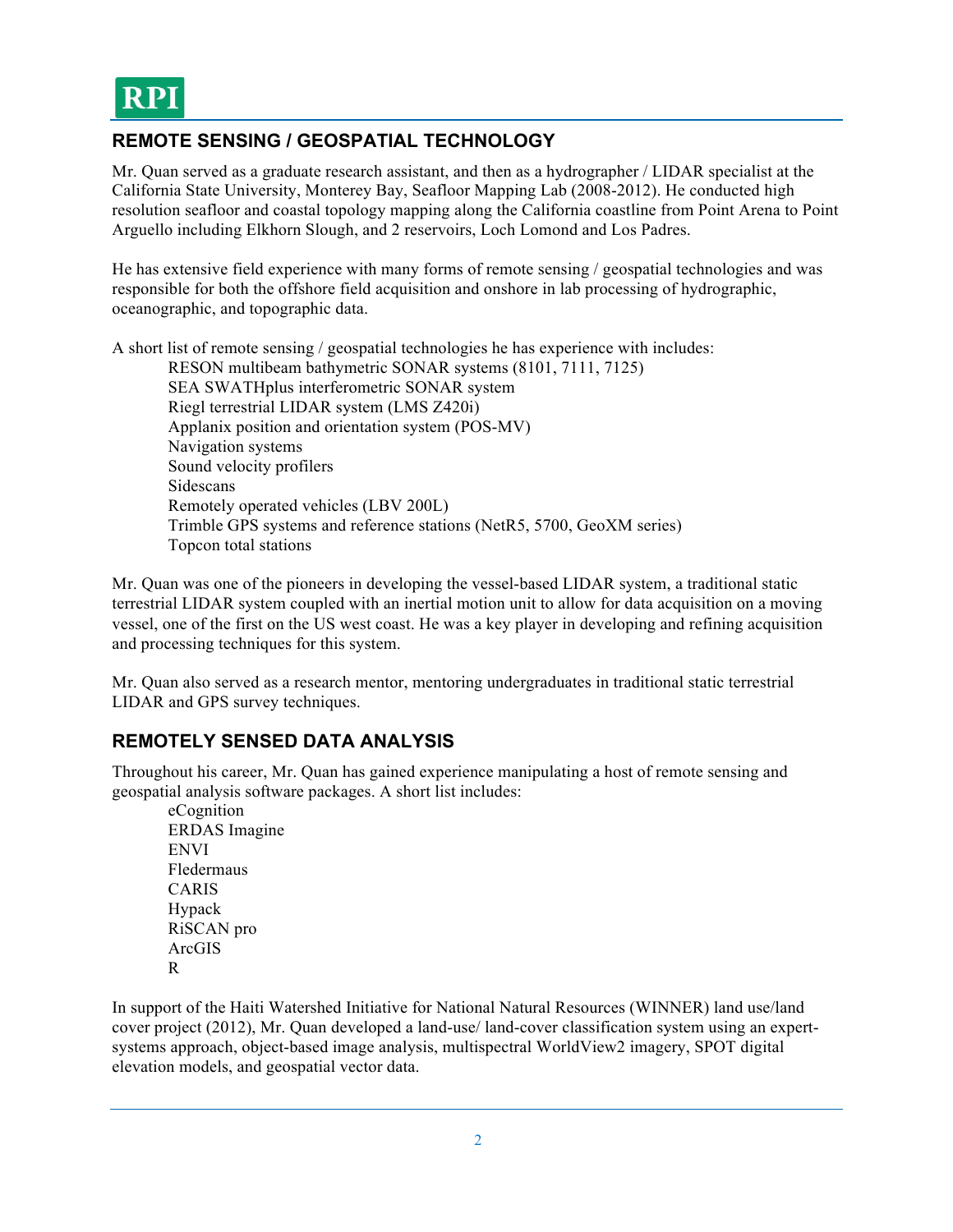## REMOTE SENSING / GEOSPATIAL TECHNOLOGY

Mr. Quan served as a graduate research assistant, and then as a hydrographer / LIDAR specialist at the California State University, Monterey Bay, Seafloor Mapping Lab (2008-2012). He conducted high resolution seafloor and coastal topology mapping along the California coastline from Point Arena to Point Arguello including Elkhorn Slough, and 2 reservoirs, Loch Lomond and Los Padres.

He has extensive field experience with many forms of remote sensing / geospatial technologies and was responsible for both the offshore field acquisition and onshore in lab processing of hydrographic, oceanographic, and topographic data.

A short list of remote sensing / geospatial technologies he has experience with includes:

- RESON multibeam bathymetric SONAR systems (8101, 7111, 7125)
- SEA SWATHplus interferometric SONAR system
- Riegl terrestrial LIDAR system (LMS Z420i)
- Applanix position and orientation system (POS-MV)
- Navigation systems
- Sound velocity profilers
- Sidescans
- Remotely operated vehicles (LBV 200L)
- Trimble GPS systems and reference stations (NetR5, 5700, GeoXM series)
- Topcon total stations

Mr. Quan was one of the pioneers in developing the vessel-based LIDAR system, a traditional static terrestrial LIDAR system coupled with an inertial motion unit to allow for data acquisition on a moving vessel, one of the first on the US west coast. He was a key player in developing and refining acquisition and processing techniques for this system.

Mr. Quan also served as a research mentor, mentoring undergraduates in traditional static terrestrial LIDAR and GPS survey techniques.

## REMOTELY SENSED DATA ANALYSIS

Throughout his career, Mr. Quan has gained experience manipulating a host of remote sensing and geospatial analysis software packages. A short list includes:

- eCognition
- ERDAS Imagine
- ENVI
- Fledermaus
- CARIS
- Hypack
- RiSCAN pro
- ArcGIS
- R

In support of the Haiti Watershed Initiative for National Natural Resources (WINNER) land use/land cover project (2012), Mr. Quan developed a land-use/ land-cover classification system using an expert-systems approach, object-based image analysis, multispectral WorldView2 imagery, SPOT digital elevation models, and geospatial vector data.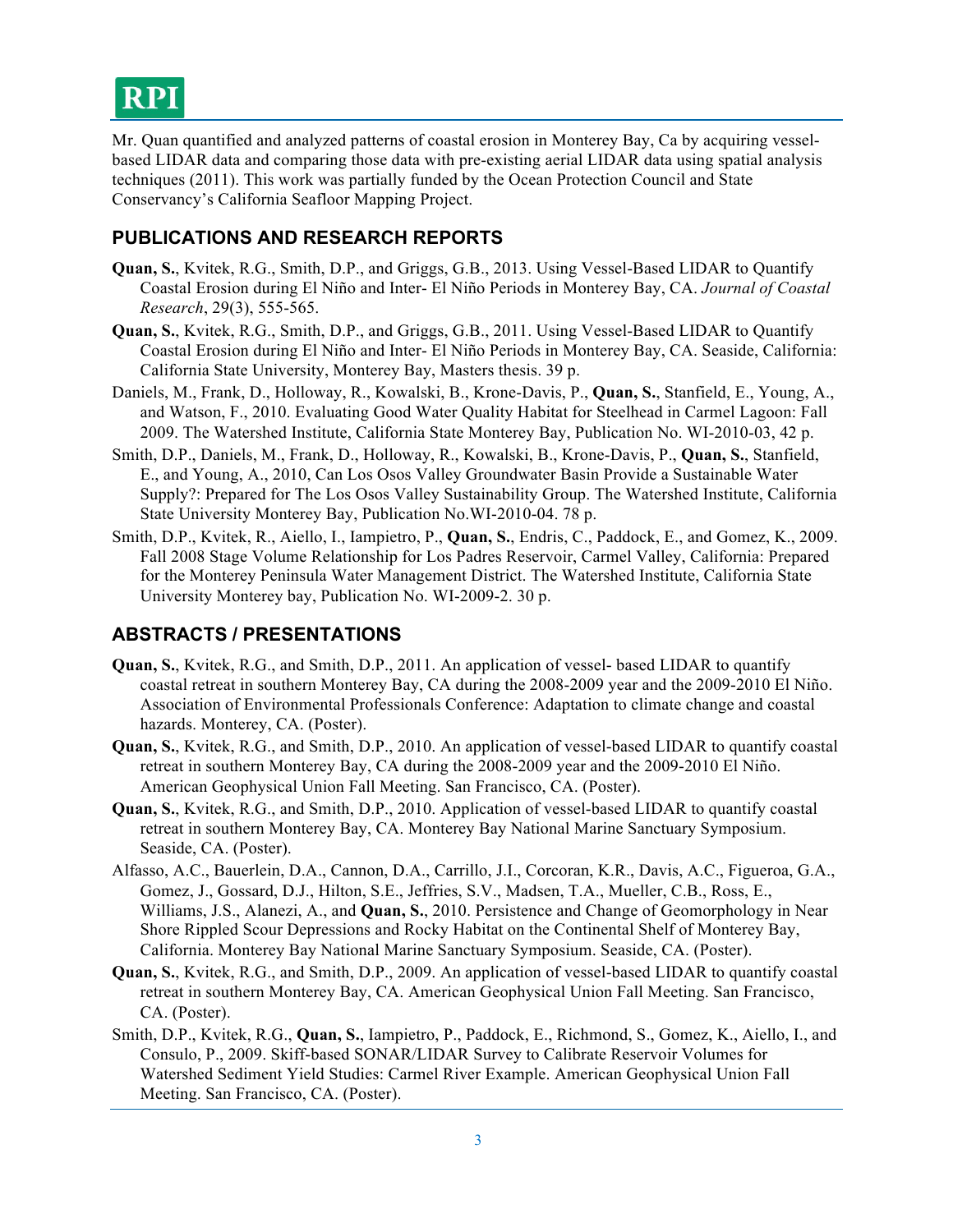Mr. Quan quantified and analyzed patterns of coastal erosion in Monterey Bay, Ca by acquiring vessel-based LIDAR data and comparing those data with pre-existing aerial LIDAR data using spatial analysis techniques (2011). This work was partially funded by the Ocean Protection Council and State Conservancy's California Seafloor Mapping Project.

## PUBLICATIONS AND RESEARCH REPORTS

- **Quan, S.**, Kvitek, R.G., Smith, D.P., and Griggs, G.B., 2013. Using Vessel-Based LIDAR to Quantify Coastal Erosion during El Niño and Inter- El Niño Periods in Monterey Bay, CA. *Journal of Coastal Research*, 29(3), 555-565.
- **Quan, S.**, Kvitek, R.G., Smith, D.P., and Griggs, G.B., 2011. Using Vessel-Based LIDAR to Quantify Coastal Erosion during El Niño and Inter- El Niño Periods in Monterey Bay, CA. Seaside, California: California State University, Monterey Bay, Masters thesis. 39 p.
- Daniels, M., Frank, D., Holloway, R., Kowalski, B., Krone-Davis, P., **Quan, S.**, Stanfield, E., Young, A., and Watson, F., 2010. Evaluating Good Water Quality Habitat for Steelhead in Carmel Lagoon: Fall 2009. The Watershed Institute, California State Monterey Bay, Publication No. WI-2010-03, 42 p.
- Smith, D.P., Daniels, M., Frank, D., Holloway, R., Kowalski, B., Krone-Davis, P., **Quan, S.**, Stanfield, E., and Young, A., 2010, Can Los Osos Valley Groundwater Basin Provide a Sustainable Water Supply?: Prepared for The Los Osos Valley Sustainability Group. The Watershed Institute, California State University Monterey Bay, Publication No.WI-2010-04. 78 p.
- Smith, D.P., Kvitek, R., Aiello, I., Iampietro, P., **Quan, S.**, Endris, C., Paddock, E., and Gomez, K., 2009. Fall 2008 Stage Volume Relationship for Los Padres Reservoir, Carmel Valley, California: Prepared for the Monterey Peninsula Water Management District. The Watershed Institute, California State University Monterey bay, Publication No. WI-2009-2. 30 p.

## ABSTRACTS / PRESENTATIONS

- **Quan, S.**, Kvitek, R.G., and Smith, D.P., 2011. An application of vessel- based LIDAR to quantify coastal retreat in southern Monterey Bay, CA during the 2008-2009 year and the 2009-2010 El Niño. Association of Environmental Professionals Conference: Adaptation to climate change and coastal hazards. Monterey, CA. (Poster).
- **Quan, S.**, Kvitek, R.G., and Smith, D.P., 2010. An application of vessel-based LIDAR to quantify coastal retreat in southern Monterey Bay, CA during the 2008-2009 year and the 2009-2010 El Niño. American Geophysical Union Fall Meeting. San Francisco, CA. (Poster).
- **Quan, S.**, Kvitek, R.G., and Smith, D.P., 2010. Application of vessel-based LIDAR to quantify coastal retreat in southern Monterey Bay, CA. Monterey Bay National Marine Sanctuary Symposium. Seaside, CA. (Poster).
- Alfasso, A.C., Bauerlein, D.A., Cannon, D.A., Carrillo, J.I., Corcoran, K.R., Davis, A.C., Figueroa, G.A., Gomez, J., Gossard, D.J., Hilton, S.E., Jeffries, S.V., Madsen, T.A., Mueller, C.B., Ross, E., Williams, J.S., Alanezi, A., and **Quan, S.**, 2010. Persistence and Change of Geomorphology in Near Shore Rippled Scour Depressions and Rocky Habitat on the Continental Shelf of Monterey Bay, California. Monterey Bay National Marine Sanctuary Symposium. Seaside, CA. (Poster).
- **Quan, S.**, Kvitek, R.G., and Smith, D.P., 2009. An application of vessel-based LIDAR to quantify coastal retreat in southern Monterey Bay, CA. American Geophysical Union Fall Meeting. San Francisco, CA. (Poster).
- Smith, D.P., Kvitek, R.G., **Quan, S.**, Iampietro, P., Paddock, E., Richmond, S., Gomez, K., Aiello, I., and Consulo, P., 2009. Skiff-based SONAR/LIDAR Survey to Calibrate Reservoir Volumes for Watershed Sediment Yield Studies: Carmel River Example. American Geophysical Union Fall Meeting. San Francisco, CA. (Poster).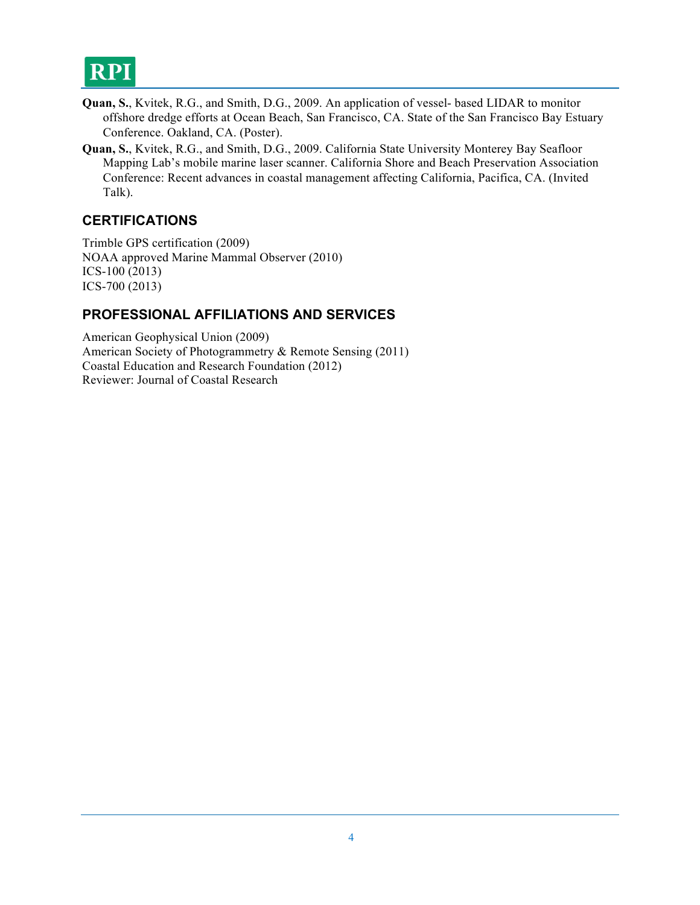**Quan, S.**, Kvitek, R.G., and Smith, D.G., 2009. An application of vessel- based LIDAR to monitor offshore dredge efforts at Ocean Beach, San Francisco, CA. State of the San Francisco Bay Estuary Conference. Oakland, CA. (Poster).

**Quan, S.**, Kvitek, R.G., and Smith, D.G., 2009. California State University Monterey Bay Seafloor Mapping Lab's mobile marine laser scanner. California Shore and Beach Preservation Association Conference: Recent advances in coastal management affecting California, Pacifica, CA. (Invited Talk).

## CERTIFICATIONS

Trimble GPS certification (2009)
NOAA approved Marine Mammal Observer (2010)
ICS-100 (2013)
ICS-700 (2013)

## PROFESSIONAL AFFILIATIONS AND SERVICES

American Geophysical Union (2009)
American Society of Photogrammetry & Remote Sensing (2011)
Coastal Education and Research Foundation (2012)
Reviewer: Journal of Coastal Research